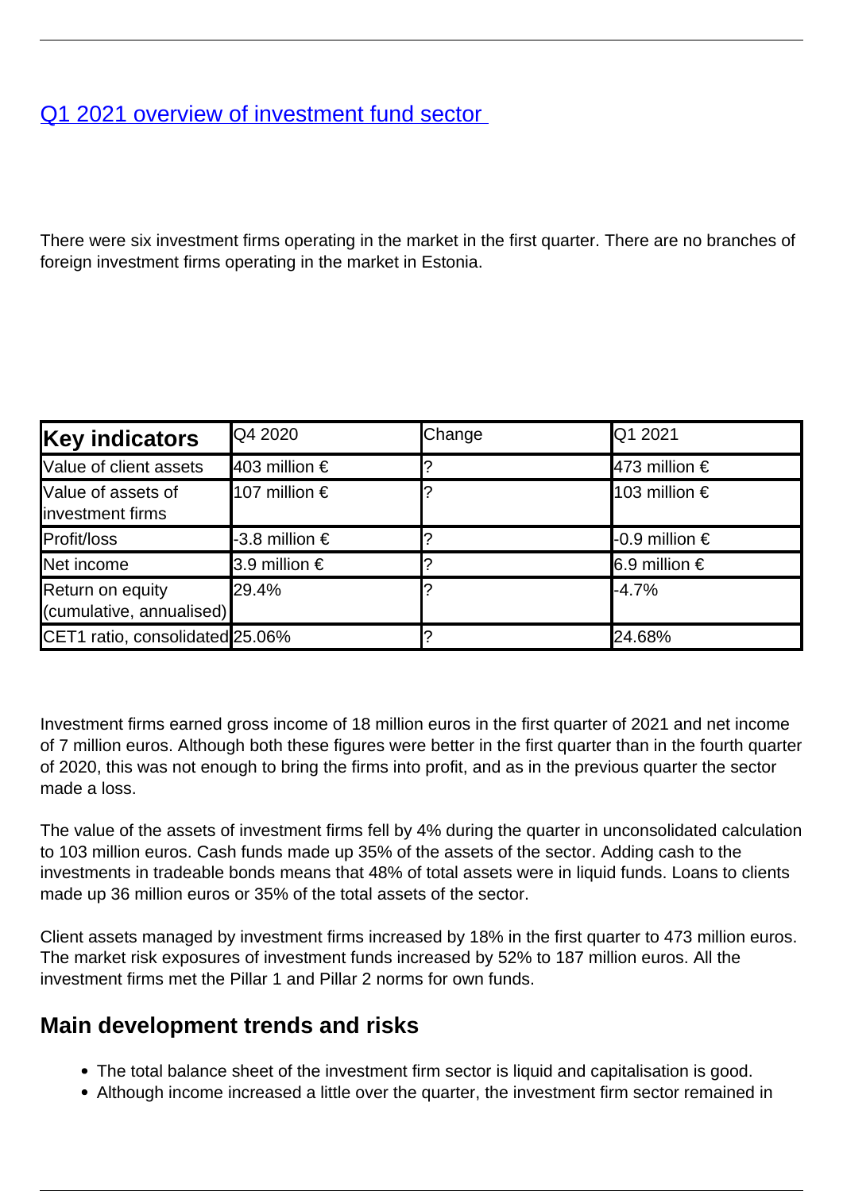[Q1 2021 overview of investment fund sector](#)

There were six investment firms operating in the market in the first quarter. There are no branches of foreign investment firms operating in the market in Estonia.

| **Key indicators** | Q4 2020 | Change | Q1 2021 |
|---|---|---|---|
| Value of client assets | 403 million € | ? | 473 million € |
| Value of assets of investment firms | 107 million € | ? | 103 million € |
| Profit/loss | -3.8 million € | ? | -0.9 million € |
| Net income | 3.9 million € | ? | 6.9 million € |
| Return on equity (cumulative, annualised) | 29.4% | ? | -4.7% |
| CET1 ratio, consolidated | 25.06% | ? | 24.68% |

Investment firms earned gross income of 18 million euros in the first quarter of 2021 and net income of 7 million euros. Although both these figures were better in the first quarter than in the fourth quarter of 2020, this was not enough to bring the firms into profit, and as in the previous quarter the sector made a loss.

The value of the assets of investment firms fell by 4% during the quarter in unconsolidated calculation to 103 million euros. Cash funds made up 35% of the assets of the sector. Adding cash to the investments in tradeable bonds means that 48% of total assets were in liquid funds. Loans to clients made up 36 million euros or 35% of the total assets of the sector.

Client assets managed by investment firms increased by 18% in the first quarter to 473 million euros. The market risk exposures of investment funds increased by 52% to 187 million euros. All the investment firms met the Pillar 1 and Pillar 2 norms for own funds.

## Main development trends and risks

- The total balance sheet of the investment firm sector is liquid and capitalisation is good.
- Although income increased a little over the quarter, the investment firm sector remained in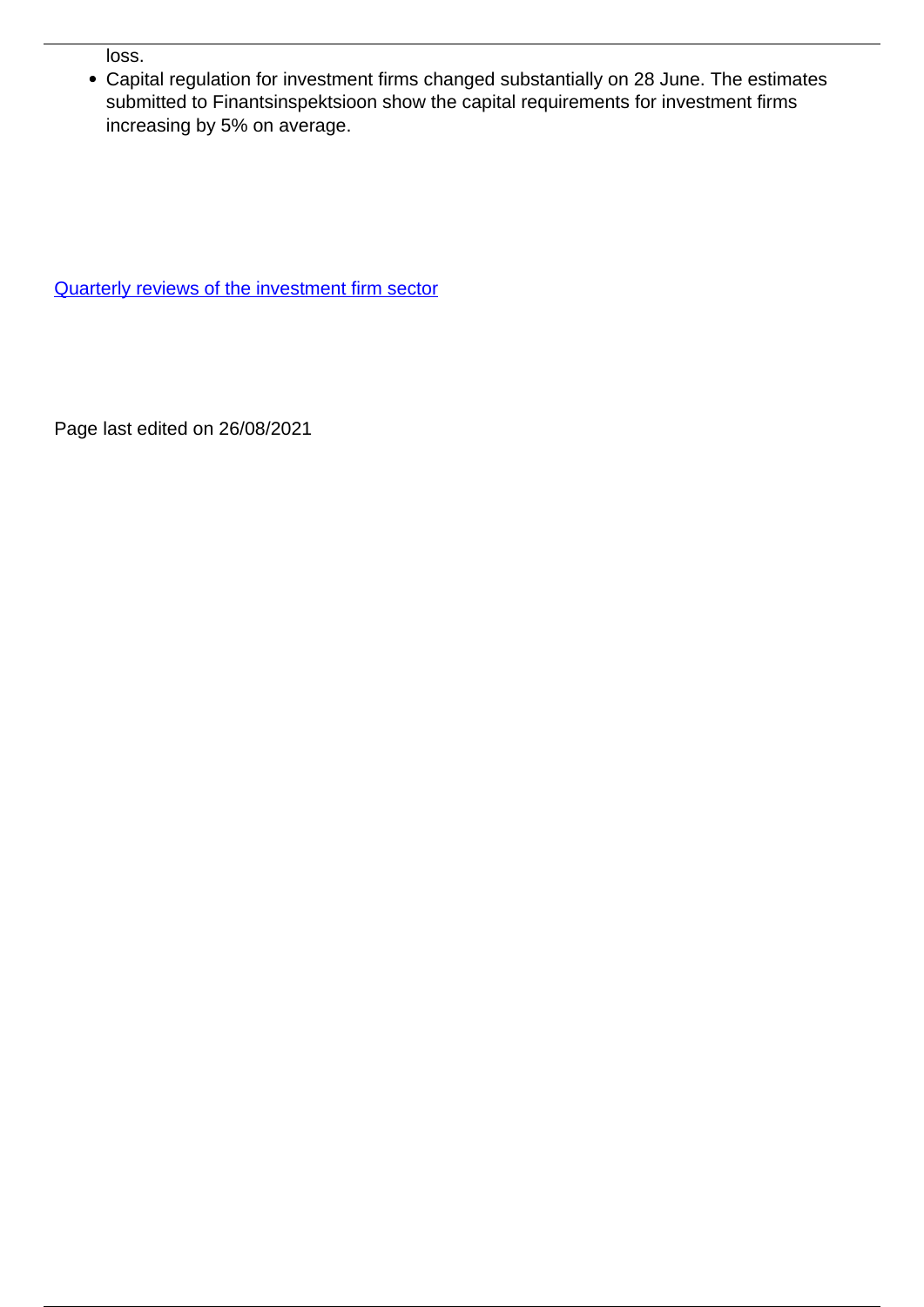loss.
- Capital regulation for investment firms changed substantially on 28 June. The estimates submitted to Finantsinspektsioon show the capital requirements for investment firms increasing by 5% on average.

Quarterly reviews of the investment firm sector

Page last edited on 26/08/2021